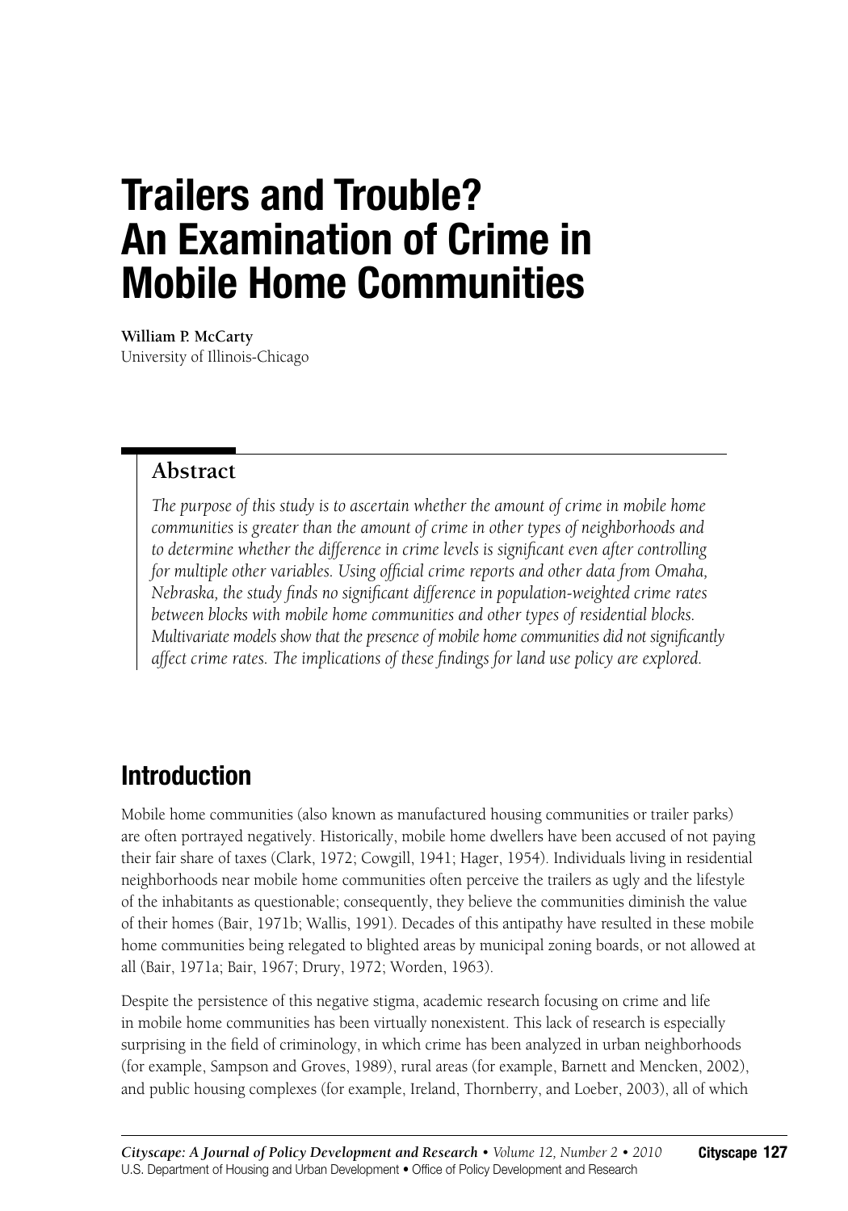# Trailers and Trouble? An Examination of Crime in Mobile Home Communities

**William P. McCarty**
University of Illinois-Chicago

## Abstract

*The purpose of this study is to ascertain whether the amount of crime in mobile home communities is greater than the amount of crime in other types of neighborhoods and to determine whether the difference in crime levels is significant even after controlling for multiple other variables. Using official crime reports and other data from Omaha, Nebraska, the study finds no significant difference in population-weighted crime rates between blocks with mobile home communities and other types of residential blocks. Multivariate models show that the presence of mobile home communities did not significantly affect crime rates. The implications of these findings for land use policy are explored.*

## Introduction

Mobile home communities (also known as manufactured housing communities or trailer parks) are often portrayed negatively. Historically, mobile home dwellers have been accused of not paying their fair share of taxes (Clark, 1972; Cowgill, 1941; Hager, 1954). Individuals living in residential neighborhoods near mobile home communities often perceive the trailers as ugly and the lifestyle of the inhabitants as questionable; consequently, they believe the communities diminish the value of their homes (Bair, 1971b; Wallis, 1991). Decades of this antipathy have resulted in these mobile home communities being relegated to blighted areas by municipal zoning boards, or not allowed at all (Bair, 1971a; Bair, 1967; Drury, 1972; Worden, 1963).

Despite the persistence of this negative stigma, academic research focusing on crime and life in mobile home communities has been virtually nonexistent. This lack of research is especially surprising in the field of criminology, in which crime has been analyzed in urban neighborhoods (for example, Sampson and Groves, 1989), rural areas (for example, Barnett and Mencken, 2002), and public housing complexes (for example, Ireland, Thornberry, and Loeber, 2003), all of which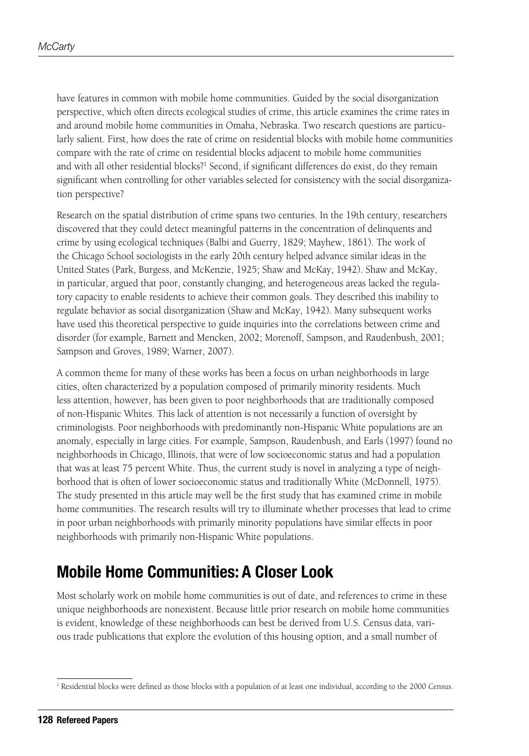have features in common with mobile home communities. Guided by the social disorganization perspective, which often directs ecological studies of crime, this article examines the crime rates in and around mobile home communities in Omaha, Nebraska. Two research questions are particularly salient. First, how does the rate of crime on residential blocks with mobile home communities compare with the rate of crime on residential blocks adjacent to mobile home communities and with all other residential blocks?[1] Second, if significant differences do exist, do they remain significant when controlling for other variables selected for consistency with the social disorganization perspective?

Research on the spatial distribution of crime spans two centuries. In the 19th century, researchers discovered that they could detect meaningful patterns in the concentration of delinquents and crime by using ecological techniques (Balbi and Guerry, 1829; Mayhew, 1861). The work of the Chicago School sociologists in the early 20th century helped advance similar ideas in the United States (Park, Burgess, and McKenzie, 1925; Shaw and McKay, 1942). Shaw and McKay, in particular, argued that poor, constantly changing, and heterogeneous areas lacked the regulatory capacity to enable residents to achieve their common goals. They described this inability to regulate behavior as social disorganization (Shaw and McKay, 1942). Many subsequent works have used this theoretical perspective to guide inquiries into the correlations between crime and disorder (for example, Barnett and Mencken, 2002; Morenoff, Sampson, and Raudenbush, 2001; Sampson and Groves, 1989; Warner, 2007).

A common theme for many of these works has been a focus on urban neighborhoods in large cities, often characterized by a population composed of primarily minority residents. Much less attention, however, has been given to poor neighborhoods that are traditionally composed of non-Hispanic Whites. This lack of attention is not necessarily a function of oversight by criminologists. Poor neighborhoods with predominantly non-Hispanic White populations are an anomaly, especially in large cities. For example, Sampson, Raudenbush, and Earls (1997) found no neighborhoods in Chicago, Illinois, that were of low socioeconomic status and had a population that was at least 75 percent White. Thus, the current study is novel in analyzing a type of neighborhood that is often of lower socioeconomic status and traditionally White (McDonnell, 1975). The study presented in this article may well be the first study that has examined crime in mobile home communities. The research results will try to illuminate whether processes that lead to crime in poor urban neighborhoods with primarily minority populations have similar effects in poor neighborhoods with primarily non-Hispanic White populations.

## Mobile Home Communities: A Closer Look

Most scholarly work on mobile home communities is out of date, and references to crime in these unique neighborhoods are nonexistent. Because little prior research on mobile home communities is evident, knowledge of these neighborhoods can best be derived from U.S. Census data, various trade publications that explore the evolution of this housing option, and a small number of

[1] Residential blocks were defined as those blocks with a population of at least one individual, according to the 2000 Census.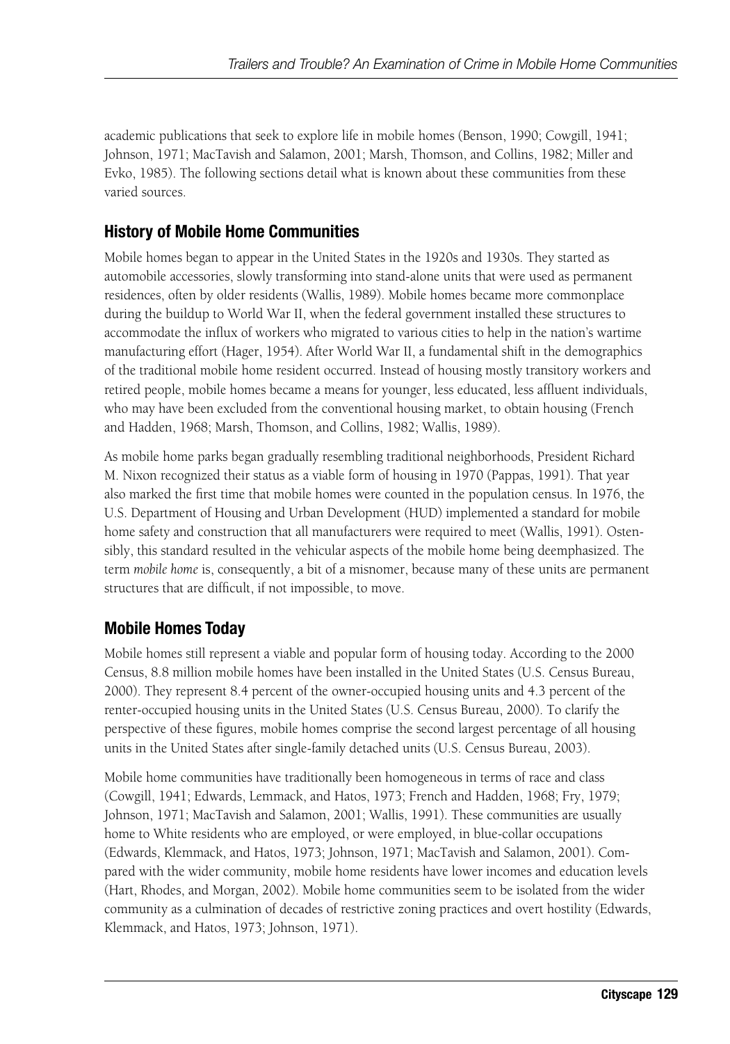academic publications that seek to explore life in mobile homes (Benson, 1990; Cowgill, 1941; Johnson, 1971; MacTavish and Salamon, 2001; Marsh, Thomson, and Collins, 1982; Miller and Evko, 1985). The following sections detail what is known about these communities from these varied sources.

## History of Mobile Home Communities

Mobile homes began to appear in the United States in the 1920s and 1930s. They started as automobile accessories, slowly transforming into stand-alone units that were used as permanent residences, often by older residents (Wallis, 1989). Mobile homes became more commonplace during the buildup to World War II, when the federal government installed these structures to accommodate the influx of workers who migrated to various cities to help in the nation's wartime manufacturing effort (Hager, 1954). After World War II, a fundamental shift in the demographics of the traditional mobile home resident occurred. Instead of housing mostly transitory workers and retired people, mobile homes became a means for younger, less educated, less affluent individuals, who may have been excluded from the conventional housing market, to obtain housing (French and Hadden, 1968; Marsh, Thomson, and Collins, 1982; Wallis, 1989).

As mobile home parks began gradually resembling traditional neighborhoods, President Richard M. Nixon recognized their status as a viable form of housing in 1970 (Pappas, 1991). That year also marked the first time that mobile homes were counted in the population census. In 1976, the U.S. Department of Housing and Urban Development (HUD) implemented a standard for mobile home safety and construction that all manufacturers were required to meet (Wallis, 1991). Ostensibly, this standard resulted in the vehicular aspects of the mobile home being deemphasized. The term *mobile home* is, consequently, a bit of a misnomer, because many of these units are permanent structures that are difficult, if not impossible, to move.

## Mobile Homes Today

Mobile homes still represent a viable and popular form of housing today. According to the 2000 Census, 8.8 million mobile homes have been installed in the United States (U.S. Census Bureau, 2000). They represent 8.4 percent of the owner-occupied housing units and 4.3 percent of the renter-occupied housing units in the United States (U.S. Census Bureau, 2000). To clarify the perspective of these figures, mobile homes comprise the second largest percentage of all housing units in the United States after single-family detached units (U.S. Census Bureau, 2003).

Mobile home communities have traditionally been homogeneous in terms of race and class (Cowgill, 1941; Edwards, Lemmack, and Hatos, 1973; French and Hadden, 1968; Fry, 1979; Johnson, 1971; MacTavish and Salamon, 2001; Wallis, 1991). These communities are usually home to White residents who are employed, or were employed, in blue-collar occupations (Edwards, Klemmack, and Hatos, 1973; Johnson, 1971; MacTavish and Salamon, 2001). Compared with the wider community, mobile home residents have lower incomes and education levels (Hart, Rhodes, and Morgan, 2002). Mobile home communities seem to be isolated from the wider community as a culmination of decades of restrictive zoning practices and overt hostility (Edwards, Klemmack, and Hatos, 1973; Johnson, 1971).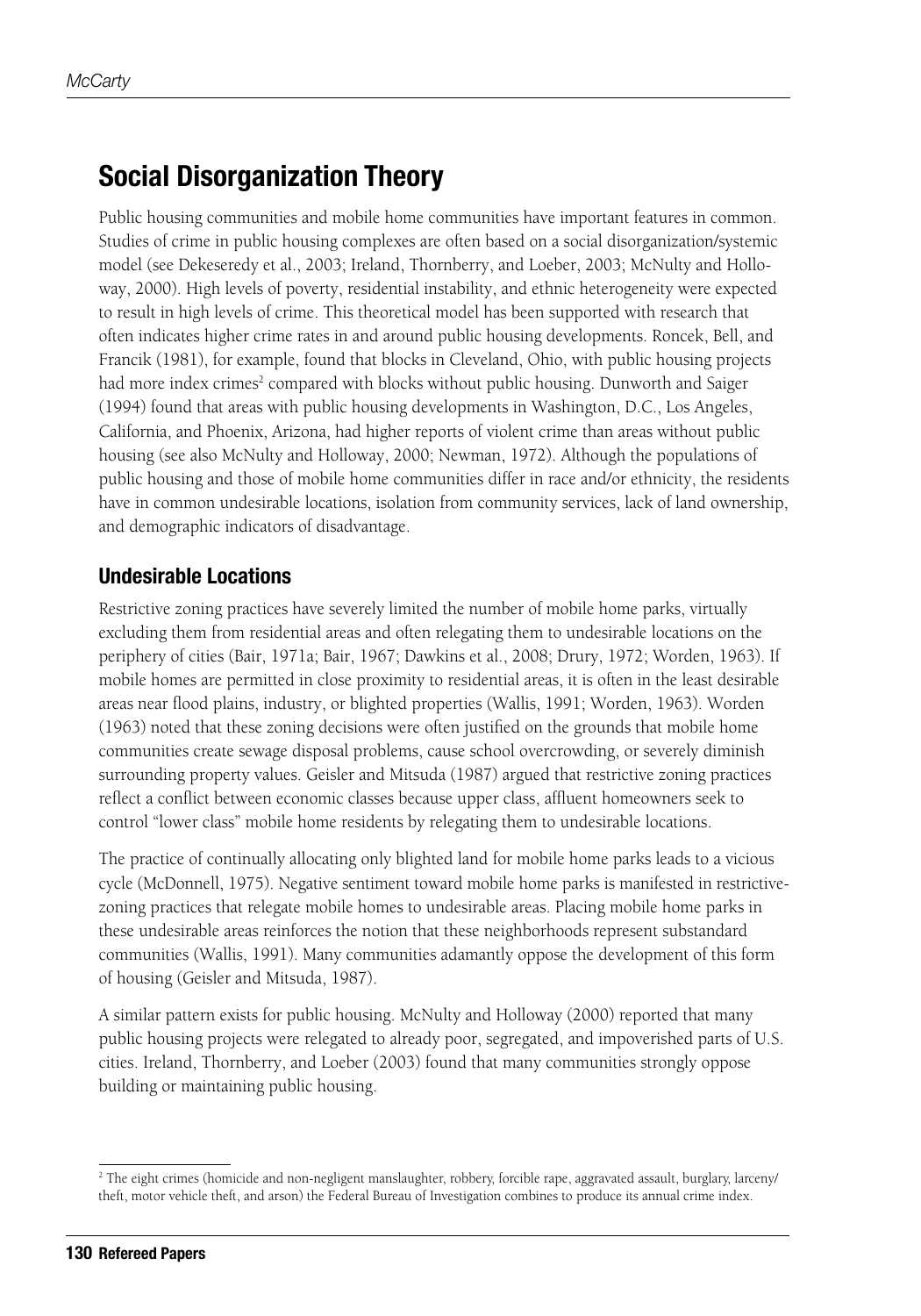## Social Disorganization Theory

Public housing communities and mobile home communities have important features in common. Studies of crime in public housing complexes are often based on a social disorganization/systemic model (see Dekeseredy et al., 2003; Ireland, Thornberry, and Loeber, 2003; McNulty and Holloway, 2000). High levels of poverty, residential instability, and ethnic heterogeneity were expected to result in high levels of crime. This theoretical model has been supported with research that often indicates higher crime rates in and around public housing developments. Roncek, Bell, and Francik (1981), for example, found that blocks in Cleveland, Ohio, with public housing projects had more index crimes[2] compared with blocks without public housing. Dunworth and Saiger (1994) found that areas with public housing developments in Washington, D.C., Los Angeles, California, and Phoenix, Arizona, had higher reports of violent crime than areas without public housing (see also McNulty and Holloway, 2000; Newman, 1972). Although the populations of public housing and those of mobile home communities differ in race and/or ethnicity, the residents have in common undesirable locations, isolation from community services, lack of land ownership, and demographic indicators of disadvantage.

### Undesirable Locations

Restrictive zoning practices have severely limited the number of mobile home parks, virtually excluding them from residential areas and often relegating them to undesirable locations on the periphery of cities (Bair, 1971a; Bair, 1967; Dawkins et al., 2008; Drury, 1972; Worden, 1963). If mobile homes are permitted in close proximity to residential areas, it is often in the least desirable areas near flood plains, industry, or blighted properties (Wallis, 1991; Worden, 1963). Worden (1963) noted that these zoning decisions were often justified on the grounds that mobile home communities create sewage disposal problems, cause school overcrowding, or severely diminish surrounding property values. Geisler and Mitsuda (1987) argued that restrictive zoning practices reflect a conflict between economic classes because upper class, affluent homeowners seek to control "lower class" mobile home residents by relegating them to undesirable locations.

The practice of continually allocating only blighted land for mobile home parks leads to a vicious cycle (McDonnell, 1975). Negative sentiment toward mobile home parks is manifested in restrictive-zoning practices that relegate mobile homes to undesirable areas. Placing mobile home parks in these undesirable areas reinforces the notion that these neighborhoods represent substandard communities (Wallis, 1991). Many communities adamantly oppose the development of this form of housing (Geisler and Mitsuda, 1987).

A similar pattern exists for public housing. McNulty and Holloway (2000) reported that many public housing projects were relegated to already poor, segregated, and impoverished parts of U.S. cities. Ireland, Thornberry, and Loeber (2003) found that many communities strongly oppose building or maintaining public housing.

[2] The eight crimes (homicide and non-negligent manslaughter, robbery, forcible rape, aggravated assault, burglary, larceny/theft, motor vehicle theft, and arson) the Federal Bureau of Investigation combines to produce its annual crime index.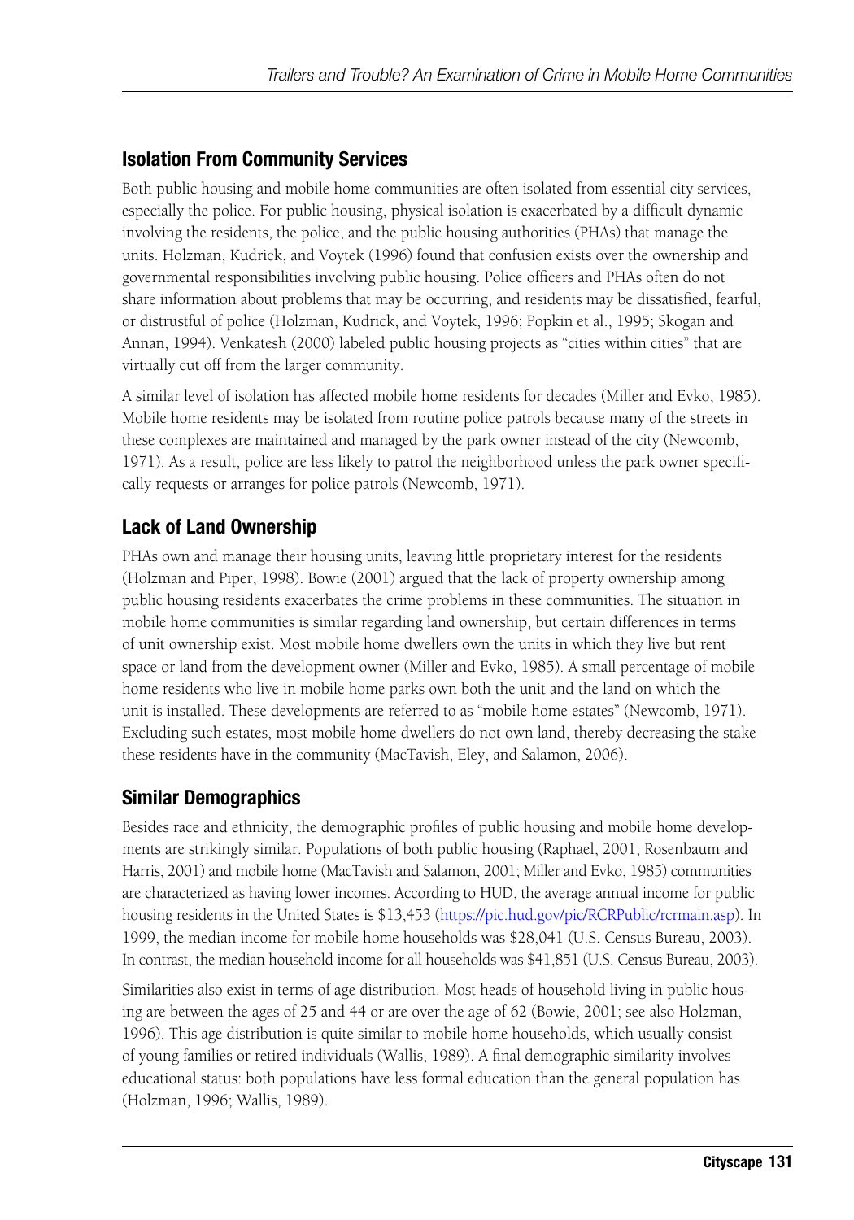## Isolation From Community Services

Both public housing and mobile home communities are often isolated from essential city services, especially the police. For public housing, physical isolation is exacerbated by a difficult dynamic involving the residents, the police, and the public housing authorities (PHAs) that manage the units. Holzman, Kudrick, and Voytek (1996) found that confusion exists over the ownership and governmental responsibilities involving public housing. Police officers and PHAs often do not share information about problems that may be occurring, and residents may be dissatisfied, fearful, or distrustful of police (Holzman, Kudrick, and Voytek, 1996; Popkin et al., 1995; Skogan and Annan, 1994). Venkatesh (2000) labeled public housing projects as "cities within cities" that are virtually cut off from the larger community.

A similar level of isolation has affected mobile home residents for decades (Miller and Evko, 1985). Mobile home residents may be isolated from routine police patrols because many of the streets in these complexes are maintained and managed by the park owner instead of the city (Newcomb, 1971). As a result, police are less likely to patrol the neighborhood unless the park owner specifically requests or arranges for police patrols (Newcomb, 1971).

## Lack of Land Ownership

PHAs own and manage their housing units, leaving little proprietary interest for the residents (Holzman and Piper, 1998). Bowie (2001) argued that the lack of property ownership among public housing residents exacerbates the crime problems in these communities. The situation in mobile home communities is similar regarding land ownership, but certain differences in terms of unit ownership exist. Most mobile home dwellers own the units in which they live but rent space or land from the development owner (Miller and Evko, 1985). A small percentage of mobile home residents who live in mobile home parks own both the unit and the land on which the unit is installed. These developments are referred to as "mobile home estates" (Newcomb, 1971). Excluding such estates, most mobile home dwellers do not own land, thereby decreasing the stake these residents have in the community (MacTavish, Eley, and Salamon, 2006).

## Similar Demographics

Besides race and ethnicity, the demographic profiles of public housing and mobile home developments are strikingly similar. Populations of both public housing (Raphael, 2001; Rosenbaum and Harris, 2001) and mobile home (MacTavish and Salamon, 2001; Miller and Evko, 1985) communities are characterized as having lower incomes. According to HUD, the average annual income for public housing residents in the United States is $13,453 (https://pic.hud.gov/pic/RCRPublic/rcrmain.asp). In 1999, the median income for mobile home households was $28,041 (U.S. Census Bureau, 2003). In contrast, the median household income for all households was $41,851 (U.S. Census Bureau, 2003).

Similarities also exist in terms of age distribution. Most heads of household living in public housing are between the ages of 25 and 44 or are over the age of 62 (Bowie, 2001; see also Holzman, 1996). This age distribution is quite similar to mobile home households, which usually consist of young families or retired individuals (Wallis, 1989). A final demographic similarity involves educational status: both populations have less formal education than the general population has (Holzman, 1996; Wallis, 1989).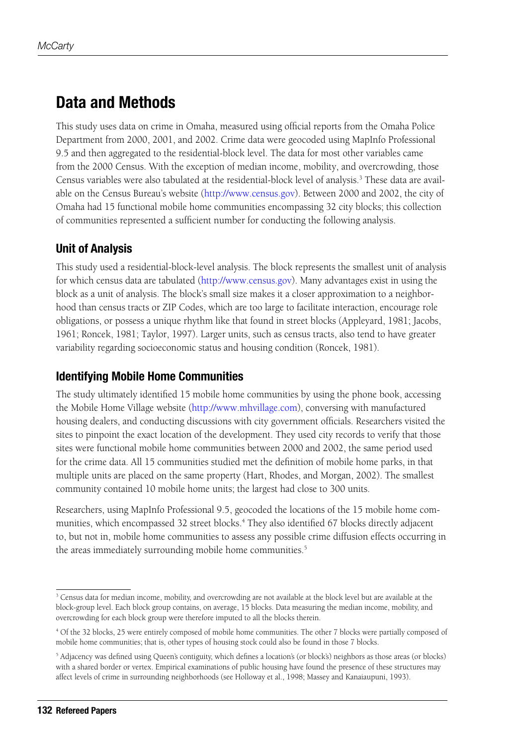## Data and Methods

This study uses data on crime in Omaha, measured using official reports from the Omaha Police Department from 2000, 2001, and 2002. Crime data were geocoded using MapInfo Professional 9.5 and then aggregated to the residential-block level. The data for most other variables came from the 2000 Census. With the exception of median income, mobility, and overcrowding, those Census variables were also tabulated at the residential-block level of analysis.[3] These data are available on the Census Bureau's website (http://www.census.gov). Between 2000 and 2002, the city of Omaha had 15 functional mobile home communities encompassing 32 city blocks; this collection of communities represented a sufficient number for conducting the following analysis.

### Unit of Analysis

This study used a residential-block-level analysis. The block represents the smallest unit of analysis for which census data are tabulated (http://www.census.gov). Many advantages exist in using the block as a unit of analysis. The block's small size makes it a closer approximation to a neighborhood than census tracts or ZIP Codes, which are too large to facilitate interaction, encourage role obligations, or possess a unique rhythm like that found in street blocks (Appleyard, 1981; Jacobs, 1961; Roncek, 1981; Taylor, 1997). Larger units, such as census tracts, also tend to have greater variability regarding socioeconomic status and housing condition (Roncek, 1981).

### Identifying Mobile Home Communities

The study ultimately identified 15 mobile home communities by using the phone book, accessing the Mobile Home Village website (http://www.mhvillage.com), conversing with manufactured housing dealers, and conducting discussions with city government officials. Researchers visited the sites to pinpoint the exact location of the development. They used city records to verify that those sites were functional mobile home communities between 2000 and 2002, the same period used for the crime data. All 15 communities studied met the definition of mobile home parks, in that multiple units are placed on the same property (Hart, Rhodes, and Morgan, 2002). The smallest community contained 10 mobile home units; the largest had close to 300 units.

Researchers, using MapInfo Professional 9.5, geocoded the locations of the 15 mobile home communities, which encompassed 32 street blocks.[4] They also identified 67 blocks directly adjacent to, but not in, mobile home communities to assess any possible crime diffusion effects occurring in the areas immediately surrounding mobile home communities.[5]

---

[3] Census data for median income, mobility, and overcrowding are not available at the block level but are available at the block-group level. Each block group contains, on average, 15 blocks. Data measuring the median income, mobility, and overcrowding for each block group were therefore imputed to all the blocks therein.

[4] Of the 32 blocks, 25 were entirely composed of mobile home communities. The other 7 blocks were partially composed of mobile home communities; that is, other types of housing stock could also be found in those 7 blocks.

[5] Adjacency was defined using Queen's contiguity, which defines a location's (or block's) neighbors as those areas (or blocks) with a shared border or vertex. Empirical examinations of public housing have found the presence of these structures may affect levels of crime in surrounding neighborhoods (see Holloway et al., 1998; Massey and Kanaiaupuni, 1993).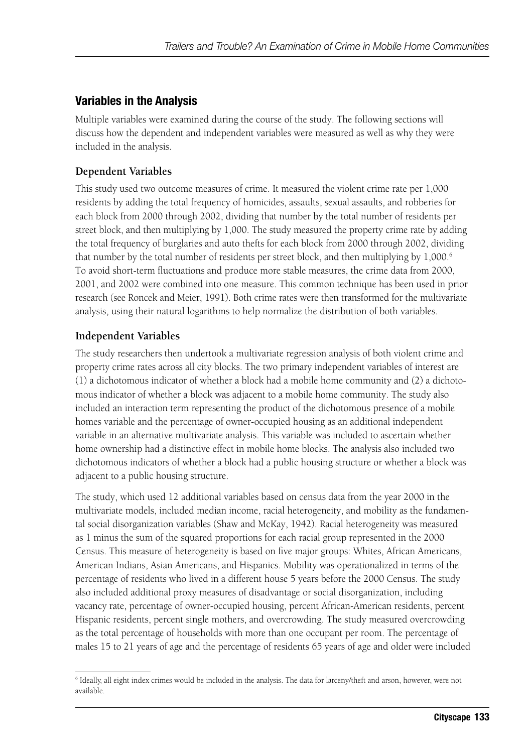## Variables in the Analysis

Multiple variables were examined during the course of the study. The following sections will discuss how the dependent and independent variables were measured as well as why they were included in the analysis.

### Dependent Variables

This study used two outcome measures of crime. It measured the violent crime rate per 1,000 residents by adding the total frequency of homicides, assaults, sexual assaults, and robberies for each block from 2000 through 2002, dividing that number by the total number of residents per street block, and then multiplying by 1,000. The study measured the property crime rate by adding the total frequency of burglaries and auto thefts for each block from 2000 through 2002, dividing that number by the total number of residents per street block, and then multiplying by 1,000.[6] To avoid short-term fluctuations and produce more stable measures, the crime data from 2000, 2001, and 2002 were combined into one measure. This common technique has been used in prior research (see Roncek and Meier, 1991). Both crime rates were then transformed for the multivariate analysis, using their natural logarithms to help normalize the distribution of both variables.

### Independent Variables

The study researchers then undertook a multivariate regression analysis of both violent crime and property crime rates across all city blocks. The two primary independent variables of interest are (1) a dichotomous indicator of whether a block had a mobile home community and (2) a dichotomous indicator of whether a block was adjacent to a mobile home community. The study also included an interaction term representing the product of the dichotomous presence of a mobile homes variable and the percentage of owner-occupied housing as an additional independent variable in an alternative multivariate analysis. This variable was included to ascertain whether home ownership had a distinctive effect in mobile home blocks. The analysis also included two dichotomous indicators of whether a block had a public housing structure or whether a block was adjacent to a public housing structure.

The study, which used 12 additional variables based on census data from the year 2000 in the multivariate models, included median income, racial heterogeneity, and mobility as the fundamental social disorganization variables (Shaw and McKay, 1942). Racial heterogeneity was measured as 1 minus the sum of the squared proportions for each racial group represented in the 2000 Census. This measure of heterogeneity is based on five major groups: Whites, African Americans, American Indians, Asian Americans, and Hispanics. Mobility was operationalized in terms of the percentage of residents who lived in a different house 5 years before the 2000 Census. The study also included additional proxy measures of disadvantage or social disorganization, including vacancy rate, percentage of owner-occupied housing, percent African-American residents, percent Hispanic residents, percent single mothers, and overcrowding. The study measured overcrowding as the total percentage of households with more than one occupant per room. The percentage of males 15 to 21 years of age and the percentage of residents 65 years of age and older were included

[6] Ideally, all eight index crimes would be included in the analysis. The data for larceny/theft and arson, however, were not available.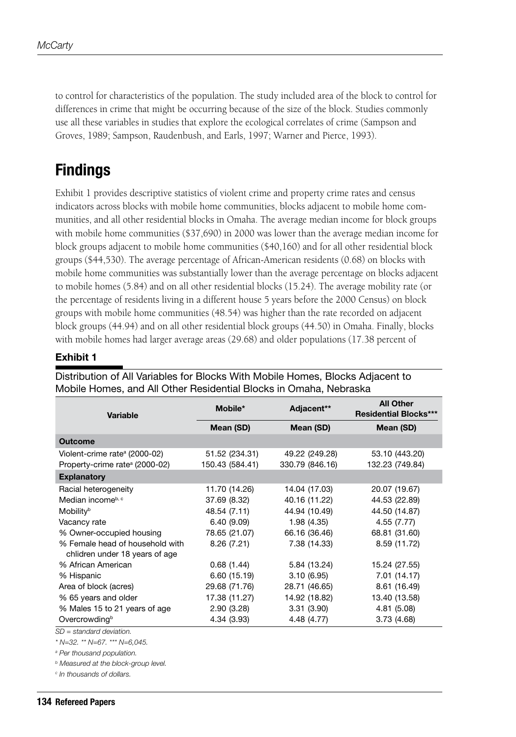to control for characteristics of the population. The study included area of the block to control for differences in crime that might be occurring because of the size of the block. Studies commonly use all these variables in studies that explore the ecological correlates of crime (Sampson and Groves, 1989; Sampson, Raudenbush, and Earls, 1997; Warner and Pierce, 1993).

## Findings

Exhibit 1 provides descriptive statistics of violent crime and property crime rates and census indicators across blocks with mobile home communities, blocks adjacent to mobile home communities, and all other residential blocks in Omaha. The average median income for block groups with mobile home communities ($37,690) in 2000 was lower than the average median income for block groups adjacent to mobile home communities ($40,160) and for all other residential block groups ($44,530). The average percentage of African-American residents (0.68) on blocks with mobile home communities was substantially lower than the average percentage on blocks adjacent to mobile homes (5.84) and on all other residential blocks (15.24). The average mobility rate (or the percentage of residents living in a different house 5 years before the 2000 Census) on block groups with mobile home communities (48.54) was higher than the rate recorded on adjacent block groups (44.94) and on all other residential block groups (44.50) in Omaha. Finally, blocks with mobile homes had larger average areas (29.68) and older populations (17.38 percent of

### Exhibit 1

Distribution of All Variables for Blocks With Mobile Homes, Blocks Adjacent to Mobile Homes, and All Other Residential Blocks in Omaha, Nebraska

| Variable | Mobile* | Adjacent** | All Other Residential Blocks*** |
|---|---|---|---|
| | Mean (SD) | Mean (SD) | Mean (SD) |
| **Outcome** | | | |
| Violent-crime rate[a] (2000-02) | 51.52 (234.31) | 49.22 (249.28) | 53.10 (443.20) |
| Property-crime rate[a] (2000-02) | 150.43 (584.41) | 330.79 (846.16) | 132.23 (749.84) |
| **Explanatory** | | | |
| Racial heterogeneity | 11.70 (14.26) | 14.04 (17.03) | 20.07 (19.67) |
| Median income[b, c] | 37.69 (8.32) | 40.16 (11.22) | 44.53 (22.89) |
| Mobility[b] | 48.54 (7.11) | 44.94 (10.49) | 44.50 (14.87) |
| Vacancy rate | 6.40 (9.09) | 1.98 (4.35) | 4.55 (7.77) |
| % Owner-occupied housing | 78.65 (21.07) | 66.16 (36.46) | 68.81 (31.60) |
| % Female head of household with chlidren under 18 years of age | 8.26 (7.21) | 7.38 (14.33) | 8.59 (11.72) |
| % African American | 0.68 (1.44) | 5.84 (13.24) | 15.24 (27.55) |
| % Hispanic | 6.60 (15.19) | 3.10 (6.95) | 7.01 (14.17) |
| Area of block (acres) | 29.68 (71.76) | 28.71 (46.65) | 8.61 (16.49) |
| % 65 years and older | 17.38 (11.27) | 14.92 (18.82) | 13.40 (13.58) |
| % Males 15 to 21 years of age | 2.90 (3.28) | 3.31 (3.90) | 4.81 (5.08) |
| Overcrowding[b] | 4.34 (3.93) | 4.48 (4.77) | 3.73 (4.68) |

*SD = standard deviation.*

*\* N=32. \*\* N=67. \*\*\* N=6,045.*

*[a] Per thousand population.*

*[b] Measured at the block-group level.*

*[c] In thousands of dollars.*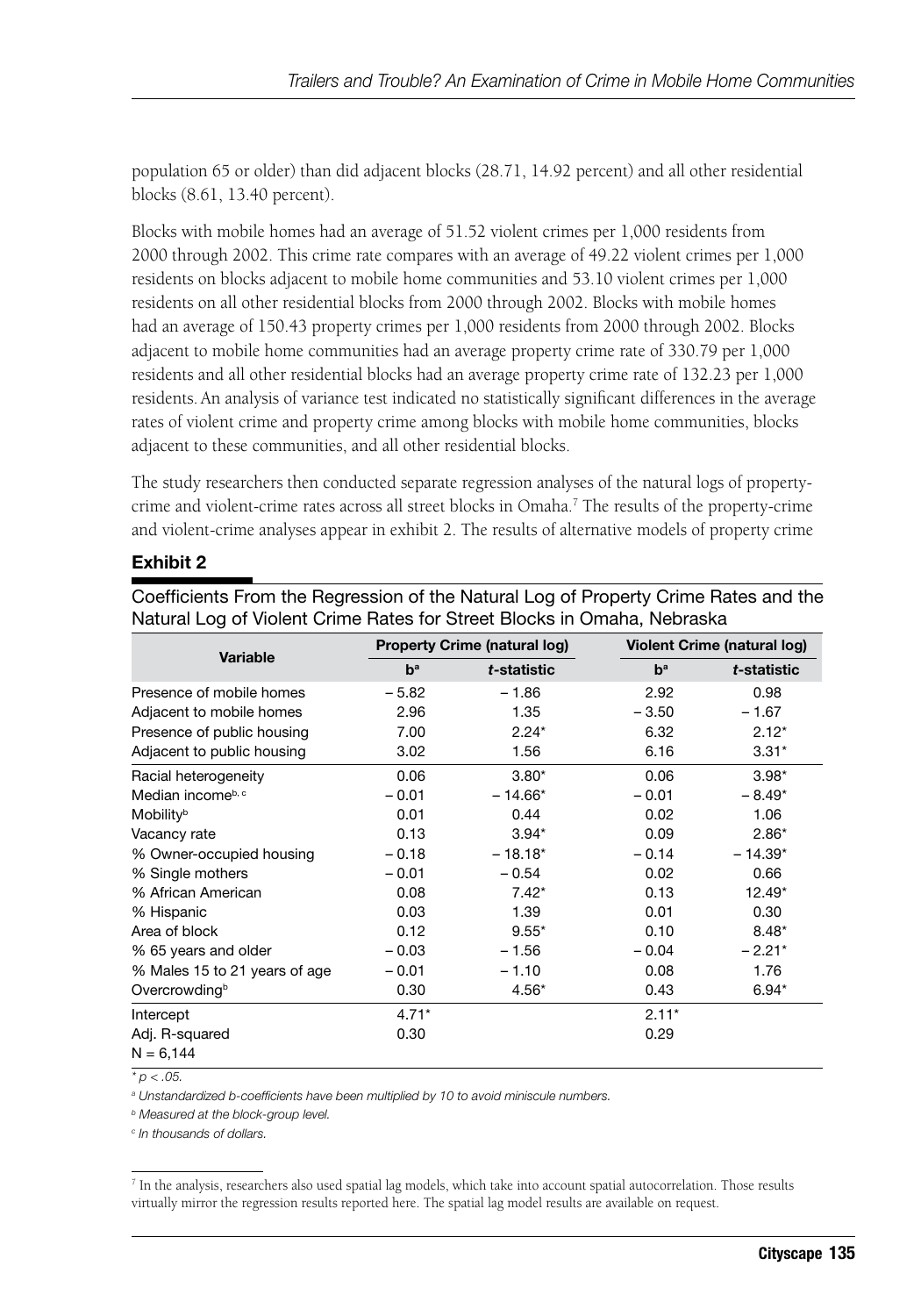population 65 or older) than did adjacent blocks (28.71, 14.92 percent) and all other residential blocks (8.61, 13.40 percent).

Blocks with mobile homes had an average of 51.52 violent crimes per 1,000 residents from 2000 through 2002. This crime rate compares with an average of 49.22 violent crimes per 1,000 residents on blocks adjacent to mobile home communities and 53.10 violent crimes per 1,000 residents on all other residential blocks from 2000 through 2002. Blocks with mobile homes had an average of 150.43 property crimes per 1,000 residents from 2000 through 2002. Blocks adjacent to mobile home communities had an average property crime rate of 330.79 per 1,000 residents and all other residential blocks had an average property crime rate of 132.23 per 1,000 residents. An analysis of variance test indicated no statistically significant differences in the average rates of violent crime and property crime among blocks with mobile home communities, blocks adjacent to these communities, and all other residential blocks.

The study researchers then conducted separate regression analyses of the natural logs of property-crime and violent-crime rates across all street blocks in Omaha.[7] The results of the property-crime and violent-crime analyses appear in exhibit 2. The results of alternative models of property crime

**Exhibit 2**

Coefficients From the Regression of the Natural Log of Property Crime Rates and the Natural Log of Violent Crime Rates for Street Blocks in Omaha, Nebraska

| Variable | Property Crime (natural log) | | Violent Crime (natural log) | |
|---|---|---|---|---|
| | b[a] | *t*-statistic | b[a] | *t*-statistic |
| Presence of mobile homes | – 5.82 | – 1.86 | 2.92 | 0.98 |
| Adjacent to mobile homes | 2.96 | 1.35 | – 3.50 | – 1.67 |
| Presence of public housing | 7.00 | 2.24* | 6.32 | 2.12* |
| Adjacent to public housing | 3.02 | 1.56 | 6.16 | 3.31* |
| Racial heterogeneity | 0.06 | 3.80* | 0.06 | 3.98* |
| Median income[b, c] | – 0.01 | – 14.66* | – 0.01 | – 8.49* |
| Mobility[b] | 0.01 | 0.44 | 0.02 | 1.06 |
| Vacancy rate | 0.13 | 3.94* | 0.09 | 2.86* |
| % Owner-occupied housing | – 0.18 | – 18.18* | – 0.14 | – 14.39* |
| % Single mothers | – 0.01 | – 0.54 | 0.02 | 0.66 |
| % African American | 0.08 | 7.42* | 0.13 | 12.49* |
| % Hispanic | 0.03 | 1.39 | 0.01 | 0.30 |
| Area of block | 0.12 | 9.55* | 0.10 | 8.48* |
| % 65 years and older | – 0.03 | – 1.56 | – 0.04 | – 2.21* |
| % Males 15 to 21 years of age | – 0.01 | – 1.10 | 0.08 | 1.76 |
| Overcrowding[b] | 0.30 | 4.56* | 0.43 | 6.94* |
| Intercept | 4.71* | | 2.11* | |
| Adj. R-squared | 0.30 | | 0.29 | |
| N = 6,144 | | | | |

* $p < .05$.

[a] Unstandardized b-coefficients have been multiplied by 10 to avoid miniscule numbers.

[b] Measured at the block-group level.

[c] In thousands of dollars.

[7] In the analysis, researchers also used spatial lag models, which take into account spatial autocorrelation. Those results virtually mirror the regression results reported here. The spatial lag model results are available on request.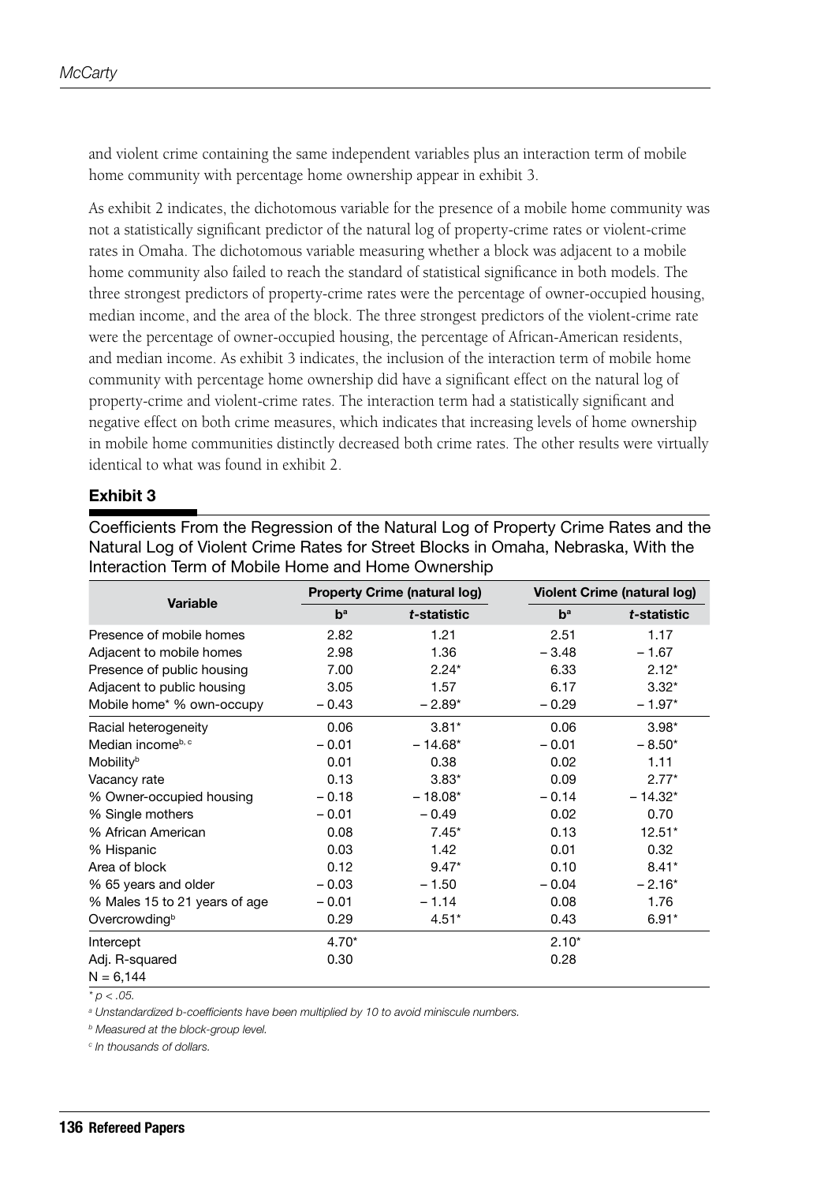and violent crime containing the same independent variables plus an interaction term of mobile home community with percentage home ownership appear in exhibit 3.

As exhibit 2 indicates, the dichotomous variable for the presence of a mobile home community was not a statistically significant predictor of the natural log of property-crime rates or violent-crime rates in Omaha. The dichotomous variable measuring whether a block was adjacent to a mobile home community also failed to reach the standard of statistical significance in both models. The three strongest predictors of property-crime rates were the percentage of owner-occupied housing, median income, and the area of the block. The three strongest predictors of the violent-crime rate were the percentage of owner-occupied housing, the percentage of African-American residents, and median income. As exhibit 3 indicates, the inclusion of the interaction term of mobile home community with percentage home ownership did have a significant effect on the natural log of property-crime and violent-crime rates. The interaction term had a statistically significant and negative effect on both crime measures, which indicates that increasing levels of home ownership in mobile home communities distinctly decreased both crime rates. The other results were virtually identical to what was found in exhibit 2.

## Exhibit 3

Coefficients From the Regression of the Natural Log of Property Crime Rates and the Natural Log of Violent Crime Rates for Street Blocks in Omaha, Nebraska, With the Interaction Term of Mobile Home and Home Ownership

| Variable | Property Crime (natural log) | | Violent Crime (natural log) | |
|---|---|---|---|---|
| | b[a] | *t*-statistic | b[a] | *t*-statistic |
| Presence of mobile homes | 2.82 | 1.21 | 2.51 | 1.17 |
| Adjacent to mobile homes | 2.98 | 1.36 | – 3.48 | – 1.67 |
| Presence of public housing | 7.00 | 2.24* | 6.33 | 2.12* |
| Adjacent to public housing | 3.05 | 1.57 | 6.17 | 3.32* |
| Mobile home* % own-occupy | – 0.43 | – 2.89* | – 0.29 | – 1.97* |
| Racial heterogeneity | 0.06 | 3.81* | 0.06 | 3.98* |
| Median income[b, c] | – 0.01 | – 14.68* | – 0.01 | – 8.50* |
| Mobility[b] | 0.01 | 0.38 | 0.02 | 1.11 |
| Vacancy rate | 0.13 | 3.83* | 0.09 | 2.77* |
| % Owner-occupied housing | – 0.18 | – 18.08* | – 0.14 | – 14.32* |
| % Single mothers | – 0.01 | – 0.49 | 0.02 | 0.70 |
| % African American | 0.08 | 7.45* | 0.13 | 12.51* |
| % Hispanic | 0.03 | 1.42 | 0.01 | 0.32 |
| Area of block | 0.12 | 9.47* | 0.10 | 8.41* |
| % 65 years and older | – 0.03 | – 1.50 | – 0.04 | – 2.16* |
| % Males 15 to 21 years of age | – 0.01 | – 1.14 | 0.08 | 1.76 |
| Overcrowding[b] | 0.29 | 4.51* | 0.43 | 6.91* |
| Intercept | 4.70* | | 2.10* | |
| Adj. R-squared | 0.30 | | 0.28 | |
| N = 6,144 | | | | |

*\* p < .05.*

[a] *Unstandardized b-coefficients have been multiplied by 10 to avoid miniscule numbers.*

[b] *Measured at the block-group level.*

[c] *In thousands of dollars.*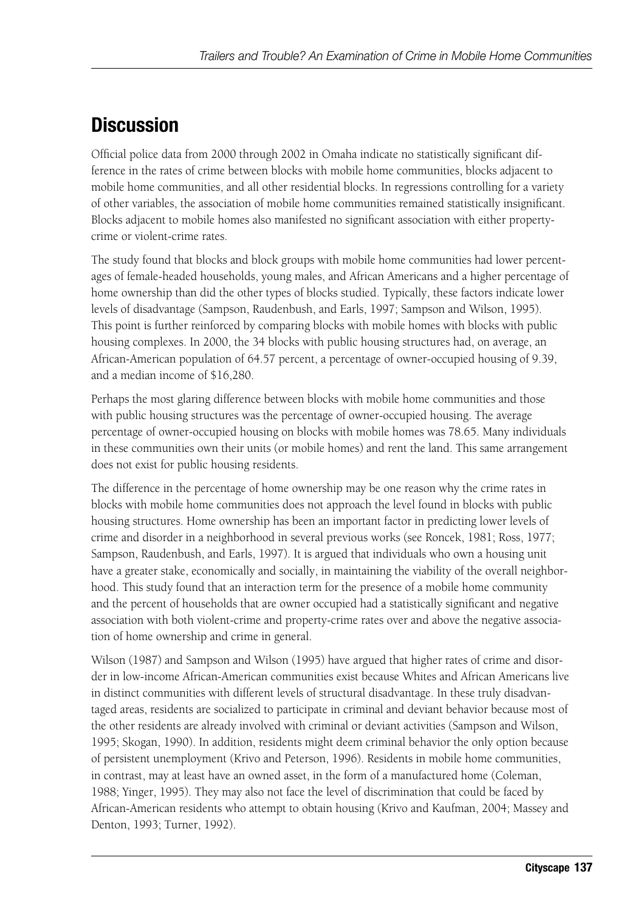## Discussion

Official police data from 2000 through 2002 in Omaha indicate no statistically significant difference in the rates of crime between blocks with mobile home communities, blocks adjacent to mobile home communities, and all other residential blocks. In regressions controlling for a variety of other variables, the association of mobile home communities remained statistically insignificant. Blocks adjacent to mobile homes also manifested no significant association with either property-crime or violent-crime rates.

The study found that blocks and block groups with mobile home communities had lower percentages of female-headed households, young males, and African Americans and a higher percentage of home ownership than did the other types of blocks studied. Typically, these factors indicate lower levels of disadvantage (Sampson, Raudenbush, and Earls, 1997; Sampson and Wilson, 1995). This point is further reinforced by comparing blocks with mobile homes with blocks with public housing complexes. In 2000, the 34 blocks with public housing structures had, on average, an African-American population of 64.57 percent, a percentage of owner-occupied housing of 9.39, and a median income of $16,280.

Perhaps the most glaring difference between blocks with mobile home communities and those with public housing structures was the percentage of owner-occupied housing. The average percentage of owner-occupied housing on blocks with mobile homes was 78.65. Many individuals in these communities own their units (or mobile homes) and rent the land. This same arrangement does not exist for public housing residents.

The difference in the percentage of home ownership may be one reason why the crime rates in blocks with mobile home communities does not approach the level found in blocks with public housing structures. Home ownership has been an important factor in predicting lower levels of crime and disorder in a neighborhood in several previous works (see Roncek, 1981; Ross, 1977; Sampson, Raudenbush, and Earls, 1997). It is argued that individuals who own a housing unit have a greater stake, economically and socially, in maintaining the viability of the overall neighborhood. This study found that an interaction term for the presence of a mobile home community and the percent of households that are owner occupied had a statistically significant and negative association with both violent-crime and property-crime rates over and above the negative association of home ownership and crime in general.

Wilson (1987) and Sampson and Wilson (1995) have argued that higher rates of crime and disorder in low-income African-American communities exist because Whites and African Americans live in distinct communities with different levels of structural disadvantage. In these truly disadvantaged areas, residents are socialized to participate in criminal and deviant behavior because most of the other residents are already involved with criminal or deviant activities (Sampson and Wilson, 1995; Skogan, 1990). In addition, residents might deem criminal behavior the only option because of persistent unemployment (Krivo and Peterson, 1996). Residents in mobile home communities, in contrast, may at least have an owned asset, in the form of a manufactured home (Coleman, 1988; Yinger, 1995). They may also not face the level of discrimination that could be faced by African-American residents who attempt to obtain housing (Krivo and Kaufman, 2004; Massey and Denton, 1993; Turner, 1992).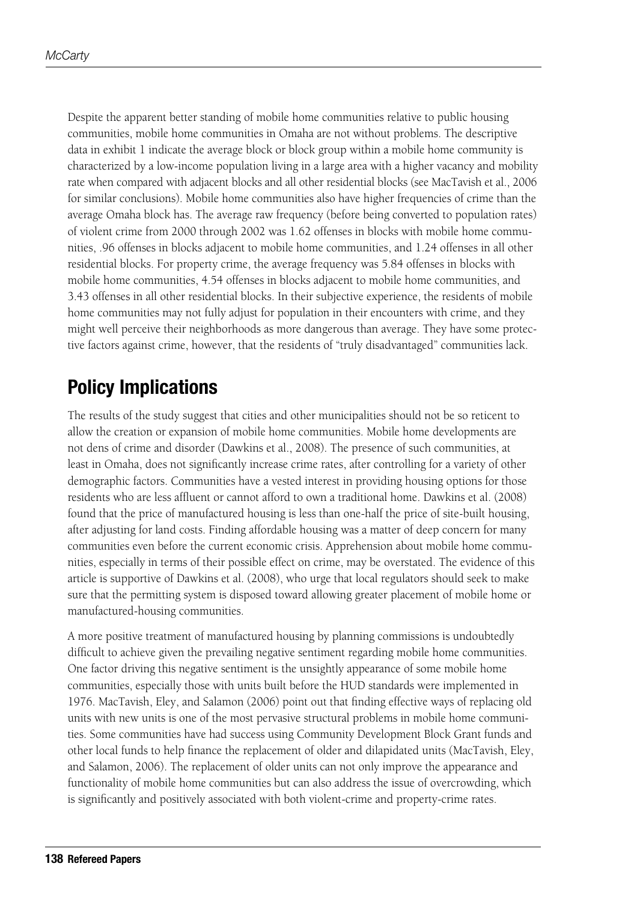Despite the apparent better standing of mobile home communities relative to public housing communities, mobile home communities in Omaha are not without problems. The descriptive data in exhibit 1 indicate the average block or block group within a mobile home community is characterized by a low-income population living in a large area with a higher vacancy and mobility rate when compared with adjacent blocks and all other residential blocks (see MacTavish et al., 2006 for similar conclusions). Mobile home communities also have higher frequencies of crime than the average Omaha block has. The average raw frequency (before being converted to population rates) of violent crime from 2000 through 2002 was 1.62 offenses in blocks with mobile home communities, .96 offenses in blocks adjacent to mobile home communities, and 1.24 offenses in all other residential blocks. For property crime, the average frequency was 5.84 offenses in blocks with mobile home communities, 4.54 offenses in blocks adjacent to mobile home communities, and 3.43 offenses in all other residential blocks. In their subjective experience, the residents of mobile home communities may not fully adjust for population in their encounters with crime, and they might well perceive their neighborhoods as more dangerous than average. They have some protective factors against crime, however, that the residents of "truly disadvantaged" communities lack.

## Policy Implications

The results of the study suggest that cities and other municipalities should not be so reticent to allow the creation or expansion of mobile home communities. Mobile home developments are not dens of crime and disorder (Dawkins et al., 2008). The presence of such communities, at least in Omaha, does not significantly increase crime rates, after controlling for a variety of other demographic factors. Communities have a vested interest in providing housing options for those residents who are less affluent or cannot afford to own a traditional home. Dawkins et al. (2008) found that the price of manufactured housing is less than one-half the price of site-built housing, after adjusting for land costs. Finding affordable housing was a matter of deep concern for many communities even before the current economic crisis. Apprehension about mobile home communities, especially in terms of their possible effect on crime, may be overstated. The evidence of this article is supportive of Dawkins et al. (2008), who urge that local regulators should seek to make sure that the permitting system is disposed toward allowing greater placement of mobile home or manufactured-housing communities.

A more positive treatment of manufactured housing by planning commissions is undoubtedly difficult to achieve given the prevailing negative sentiment regarding mobile home communities. One factor driving this negative sentiment is the unsightly appearance of some mobile home communities, especially those with units built before the HUD standards were implemented in 1976. MacTavish, Eley, and Salamon (2006) point out that finding effective ways of replacing old units with new units is one of the most pervasive structural problems in mobile home communities. Some communities have had success using Community Development Block Grant funds and other local funds to help finance the replacement of older and dilapidated units (MacTavish, Eley, and Salamon, 2006). The replacement of older units can not only improve the appearance and functionality of mobile home communities but can also address the issue of overcrowding, which is significantly and positively associated with both violent-crime and property-crime rates.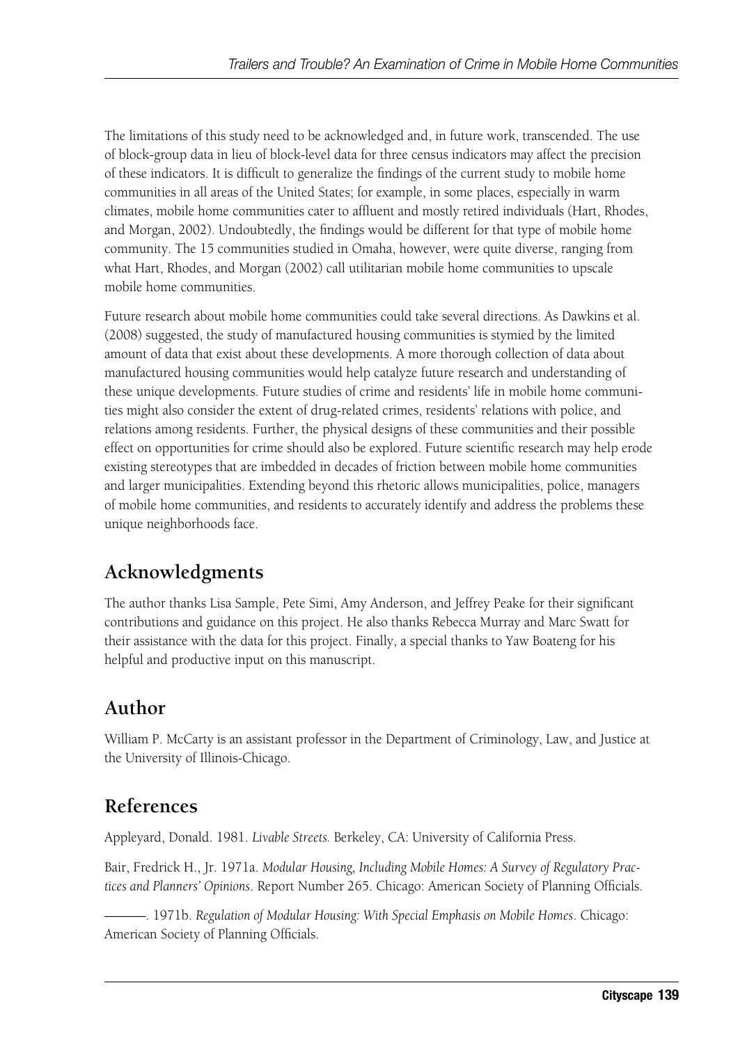The limitations of this study need to be acknowledged and, in future work, transcended. The use of block-group data in lieu of block-level data for three census indicators may affect the precision of these indicators. It is difficult to generalize the findings of the current study to mobile home communities in all areas of the United States; for example, in some places, especially in warm climates, mobile home communities cater to affluent and mostly retired individuals (Hart, Rhodes, and Morgan, 2002). Undoubtedly, the findings would be different for that type of mobile home community. The 15 communities studied in Omaha, however, were quite diverse, ranging from what Hart, Rhodes, and Morgan (2002) call utilitarian mobile home communities to upscale mobile home communities.

Future research about mobile home communities could take several directions. As Dawkins et al. (2008) suggested, the study of manufactured housing communities is stymied by the limited amount of data that exist about these developments. A more thorough collection of data about manufactured housing communities would help catalyze future research and understanding of these unique developments. Future studies of crime and residents' life in mobile home communities might also consider the extent of drug-related crimes, residents' relations with police, and relations among residents. Further, the physical designs of these communities and their possible effect on opportunities for crime should also be explored. Future scientific research may help erode existing stereotypes that are imbedded in decades of friction between mobile home communities and larger municipalities. Extending beyond this rhetoric allows municipalities, police, managers of mobile home communities, and residents to accurately identify and address the problems these unique neighborhoods face.

## Acknowledgments

The author thanks Lisa Sample, Pete Simi, Amy Anderson, and Jeffrey Peake for their significant contributions and guidance on this project. He also thanks Rebecca Murray and Marc Swatt for their assistance with the data for this project. Finally, a special thanks to Yaw Boateng for his helpful and productive input on this manuscript.

## Author

William P. McCarty is an assistant professor in the Department of Criminology, Law, and Justice at the University of Illinois-Chicago.

## References

Appleyard, Donald. 1981. *Livable Streets.* Berkeley, CA: University of California Press.

Bair, Fredrick H., Jr. 1971a. *Modular Housing, Including Mobile Homes: A Survey of Regulatory Practices and Planners' Opinions*. Report Number 265. Chicago: American Society of Planning Officials.

———. 1971b. *Regulation of Modular Housing: With Special Emphasis on Mobile Homes*. Chicago: American Society of Planning Officials.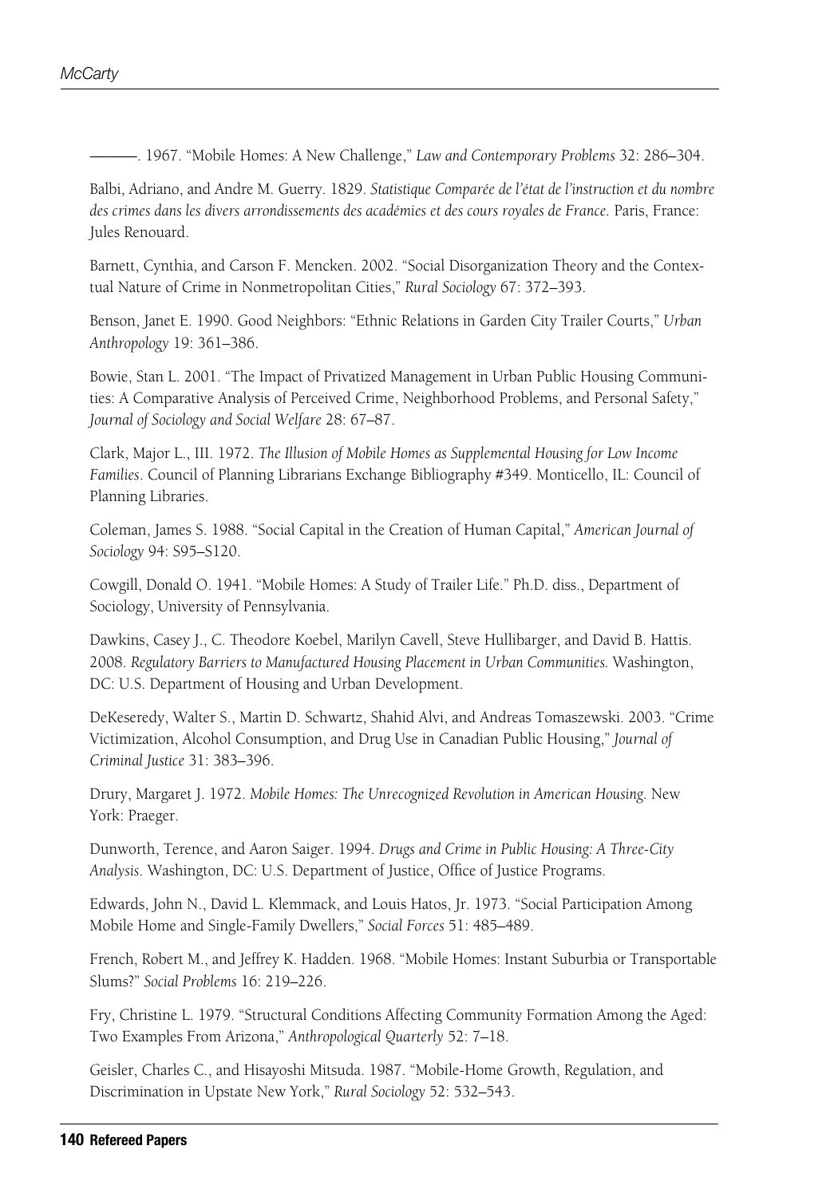———. 1967. "Mobile Homes: A New Challenge," *Law and Contemporary Problems* 32: 286–304.

Balbi, Adriano, and Andre M. Guerry. 1829. *Statistique Comparée de l'état de l'instruction et du nombre des crimes dans les divers arrondissements des académies et des cours royales de France.* Paris, France: Jules Renouard.

Barnett, Cynthia, and Carson F. Mencken. 2002. "Social Disorganization Theory and the Contextual Nature of Crime in Nonmetropolitan Cities," *Rural Sociology* 67: 372–393.

Benson, Janet E. 1990. Good Neighbors: "Ethnic Relations in Garden City Trailer Courts," *Urban Anthropology* 19: 361–386.

Bowie, Stan L. 2001. "The Impact of Privatized Management in Urban Public Housing Communities: A Comparative Analysis of Perceived Crime, Neighborhood Problems, and Personal Safety," *Journal of Sociology and Social Welfare* 28: 67–87.

Clark, Major L., III. 1972. *The Illusion of Mobile Homes as Supplemental Housing for Low Income Families*. Council of Planning Librarians Exchange Bibliography #349. Monticello, IL: Council of Planning Libraries.

Coleman, James S. 1988. "Social Capital in the Creation of Human Capital," *American Journal of Sociology* 94: S95–S120.

Cowgill, Donald O. 1941. "Mobile Homes: A Study of Trailer Life." Ph.D. diss., Department of Sociology, University of Pennsylvania.

Dawkins, Casey J., C. Theodore Koebel, Marilyn Cavell, Steve Hullibarger, and David B. Hattis. 2008. *Regulatory Barriers to Manufactured Housing Placement in Urban Communities.* Washington, DC: U.S. Department of Housing and Urban Development.

DeKeseredy, Walter S., Martin D. Schwartz, Shahid Alvi, and Andreas Tomaszewski. 2003. "Crime Victimization, Alcohol Consumption, and Drug Use in Canadian Public Housing," *Journal of Criminal Justice* 31: 383–396.

Drury, Margaret J. 1972. *Mobile Homes: The Unrecognized Revolution in American Housing*. New York: Praeger.

Dunworth, Terence, and Aaron Saiger. 1994. *Drugs and Crime in Public Housing: A Three-City Analysis*. Washington, DC: U.S. Department of Justice, Office of Justice Programs.

Edwards, John N., David L. Klemmack, and Louis Hatos, Jr. 1973. "Social Participation Among Mobile Home and Single-Family Dwellers," *Social Forces* 51: 485–489.

French, Robert M., and Jeffrey K. Hadden. 1968. "Mobile Homes: Instant Suburbia or Transportable Slums?" *Social Problems* 16: 219–226.

Fry, Christine L. 1979. "Structural Conditions Affecting Community Formation Among the Aged: Two Examples From Arizona," *Anthropological Quarterly* 52: 7–18.

Geisler, Charles C., and Hisayoshi Mitsuda. 1987. "Mobile-Home Growth, Regulation, and Discrimination in Upstate New York," *Rural Sociology* 52: 532–543.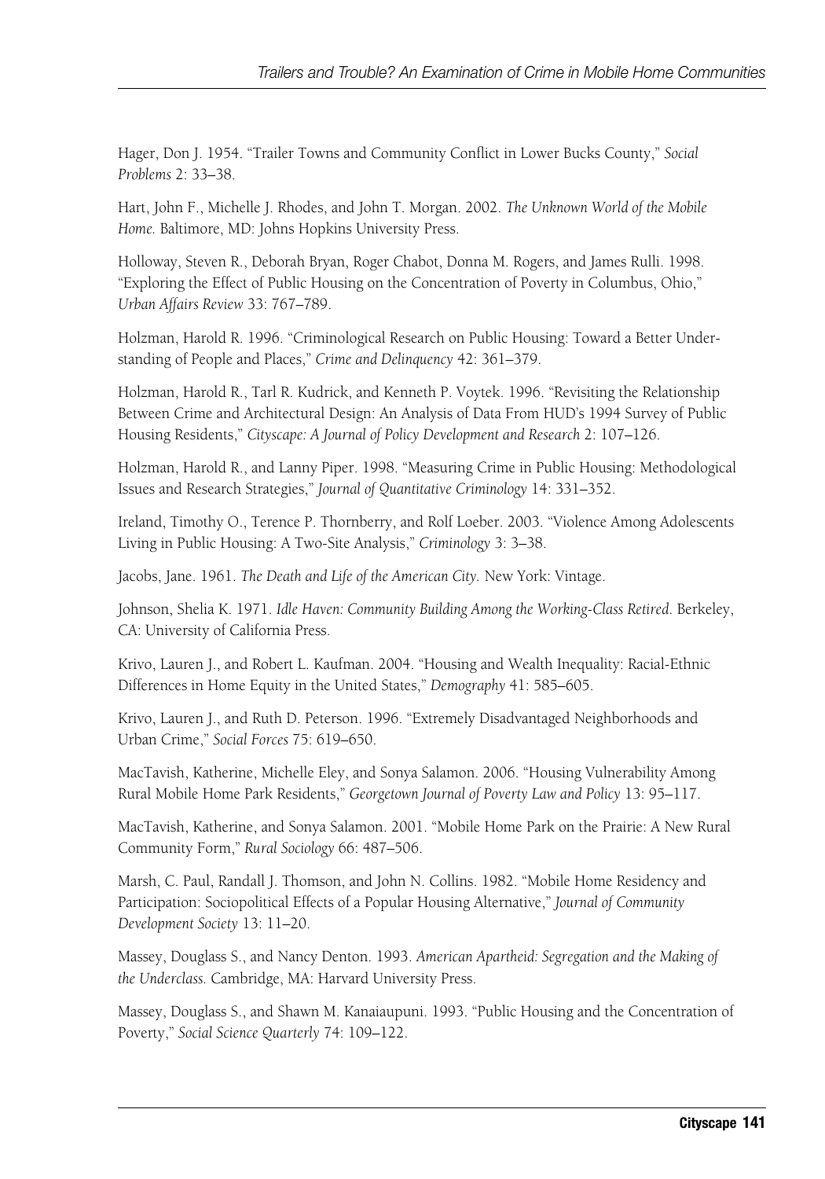Hager, Don J. 1954. "Trailer Towns and Community Conflict in Lower Bucks County," *Social Problems* 2: 33–38.

Hart, John F., Michelle J. Rhodes, and John T. Morgan. 2002. *The Unknown World of the Mobile Home.* Baltimore, MD: Johns Hopkins University Press.

Holloway, Steven R., Deborah Bryan, Roger Chabot, Donna M. Rogers, and James Rulli. 1998. "Exploring the Effect of Public Housing on the Concentration of Poverty in Columbus, Ohio," *Urban Affairs Review* 33: 767–789.

Holzman, Harold R. 1996. "Criminological Research on Public Housing: Toward a Better Understanding of People and Places," *Crime and Delinquency* 42: 361–379.

Holzman, Harold R., Tarl R. Kudrick, and Kenneth P. Voytek. 1996. "Revisiting the Relationship Between Crime and Architectural Design: An Analysis of Data From HUD's 1994 Survey of Public Housing Residents," *Cityscape: A Journal of Policy Development and Research* 2: 107–126.

Holzman, Harold R., and Lanny Piper. 1998. "Measuring Crime in Public Housing: Methodological Issues and Research Strategies," *Journal of Quantitative Criminology* 14: 331–352.

Ireland, Timothy O., Terence P. Thornberry, and Rolf Loeber. 2003. "Violence Among Adolescents Living in Public Housing: A Two-Site Analysis," *Criminology* 3: 3–38.

Jacobs, Jane. 1961. *The Death and Life of the American City.* New York: Vintage.

Johnson, Shelia K. 1971. *Idle Haven: Community Building Among the Working-Class Retired*. Berkeley, CA: University of California Press.

Krivo, Lauren J., and Robert L. Kaufman. 2004. "Housing and Wealth Inequality: Racial-Ethnic Differences in Home Equity in the United States," *Demography* 41: 585–605.

Krivo, Lauren J., and Ruth D. Peterson. 1996. "Extremely Disadvantaged Neighborhoods and Urban Crime," *Social Forces* 75: 619–650.

MacTavish, Katherine, Michelle Eley, and Sonya Salamon. 2006. "Housing Vulnerability Among Rural Mobile Home Park Residents," *Georgetown Journal of Poverty Law and Policy* 13: 95–117.

MacTavish, Katherine, and Sonya Salamon. 2001. "Mobile Home Park on the Prairie: A New Rural Community Form," *Rural Sociology* 66: 487–506.

Marsh, C. Paul, Randall J. Thomson, and John N. Collins. 1982. "Mobile Home Residency and Participation: Sociopolitical Effects of a Popular Housing Alternative," *Journal of Community Development Society* 13: 11–20.

Massey, Douglass S., and Nancy Denton. 1993. *American Apartheid: Segregation and the Making of the Underclass.* Cambridge, MA: Harvard University Press.

Massey, Douglass S., and Shawn M. Kanaiaupuni. 1993. "Public Housing and the Concentration of Poverty," *Social Science Quarterly* 74: 109–122.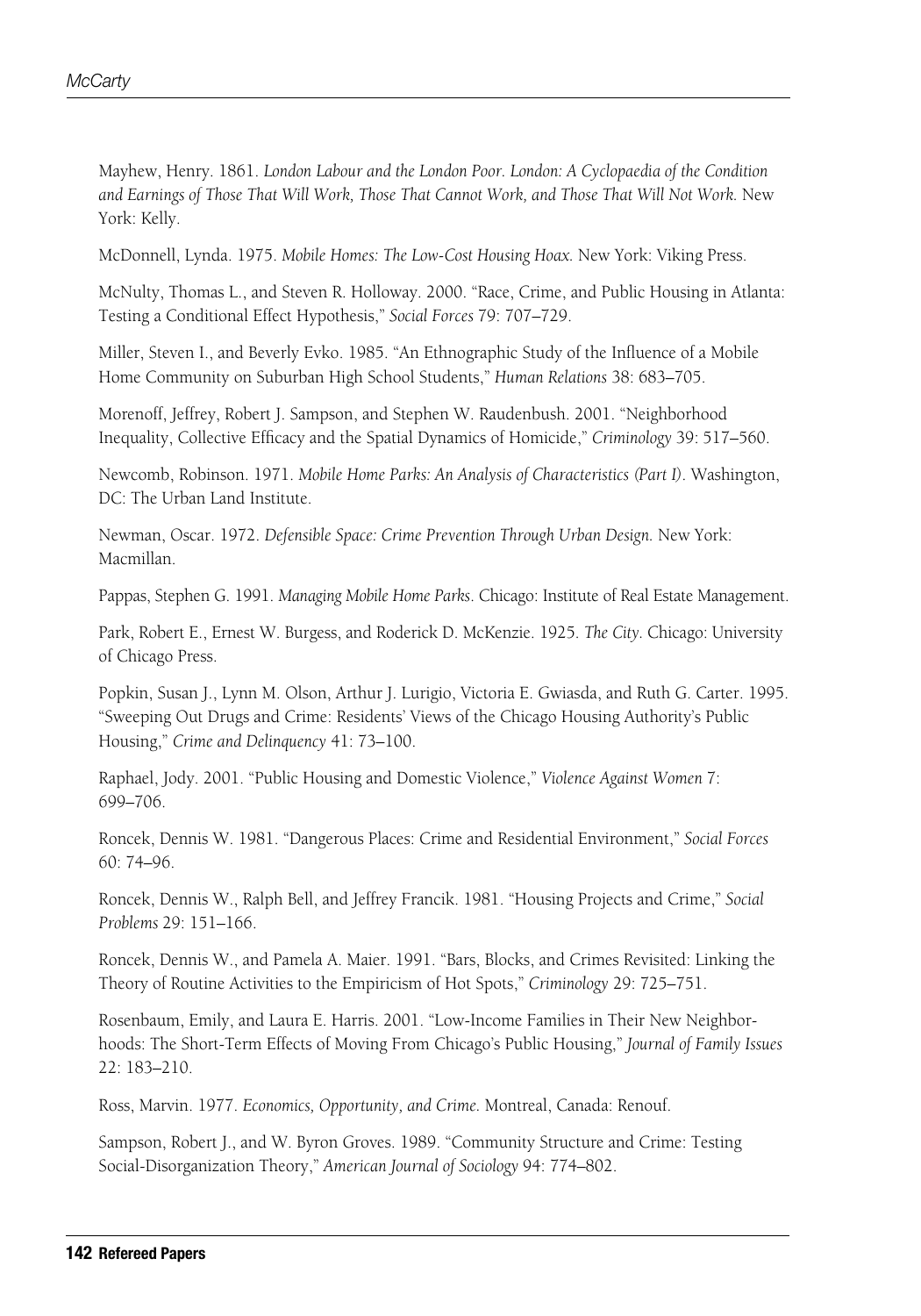Mayhew, Henry. 1861. *London Labour and the London Poor. London: A Cyclopaedia of the Condition and Earnings of Those That Will Work, Those That Cannot Work, and Those That Will Not Work.* New York: Kelly.

McDonnell, Lynda. 1975. *Mobile Homes: The Low-Cost Housing Hoax.* New York: Viking Press.

McNulty, Thomas L., and Steven R. Holloway. 2000. "Race, Crime, and Public Housing in Atlanta: Testing a Conditional Effect Hypothesis," *Social Forces* 79: 707–729.

Miller, Steven I., and Beverly Evko. 1985. "An Ethnographic Study of the Influence of a Mobile Home Community on Suburban High School Students," *Human Relations* 38: 683–705.

Morenoff, Jeffrey, Robert J. Sampson, and Stephen W. Raudenbush. 2001. "Neighborhood Inequality, Collective Efficacy and the Spatial Dynamics of Homicide," *Criminology* 39: 517–560.

Newcomb, Robinson. 1971. *Mobile Home Parks: An Analysis of Characteristics (Part I)*. Washington, DC: The Urban Land Institute.

Newman, Oscar. 1972. *Defensible Space: Crime Prevention Through Urban Design.* New York: Macmillan.

Pappas, Stephen G. 1991. *Managing Mobile Home Parks*. Chicago: Institute of Real Estate Management.

Park, Robert E., Ernest W. Burgess, and Roderick D. McKenzie. 1925. *The City*. Chicago: University of Chicago Press.

Popkin, Susan J., Lynn M. Olson, Arthur J. Lurigio, Victoria E. Gwiasda, and Ruth G. Carter. 1995. "Sweeping Out Drugs and Crime: Residents' Views of the Chicago Housing Authority's Public Housing," *Crime and Delinquency* 41: 73–100.

Raphael, Jody. 2001. "Public Housing and Domestic Violence," *Violence Against Women* 7: 699–706.

Roncek, Dennis W. 1981. "Dangerous Places: Crime and Residential Environment," *Social Forces* 60: 74–96.

Roncek, Dennis W., Ralph Bell, and Jeffrey Francik. 1981. "Housing Projects and Crime," *Social Problems* 29: 151–166.

Roncek, Dennis W., and Pamela A. Maier. 1991. "Bars, Blocks, and Crimes Revisited: Linking the Theory of Routine Activities to the Empiricism of Hot Spots," *Criminology* 29: 725–751.

Rosenbaum, Emily, and Laura E. Harris. 2001. "Low-Income Families in Their New Neighborhoods: The Short-Term Effects of Moving From Chicago's Public Housing," *Journal of Family Issues* 22: 183–210.

Ross, Marvin. 1977. *Economics, Opportunity, and Crime.* Montreal, Canada: Renouf.

Sampson, Robert J., and W. Byron Groves. 1989. "Community Structure and Crime: Testing Social-Disorganization Theory," *American Journal of Sociology* 94: 774–802.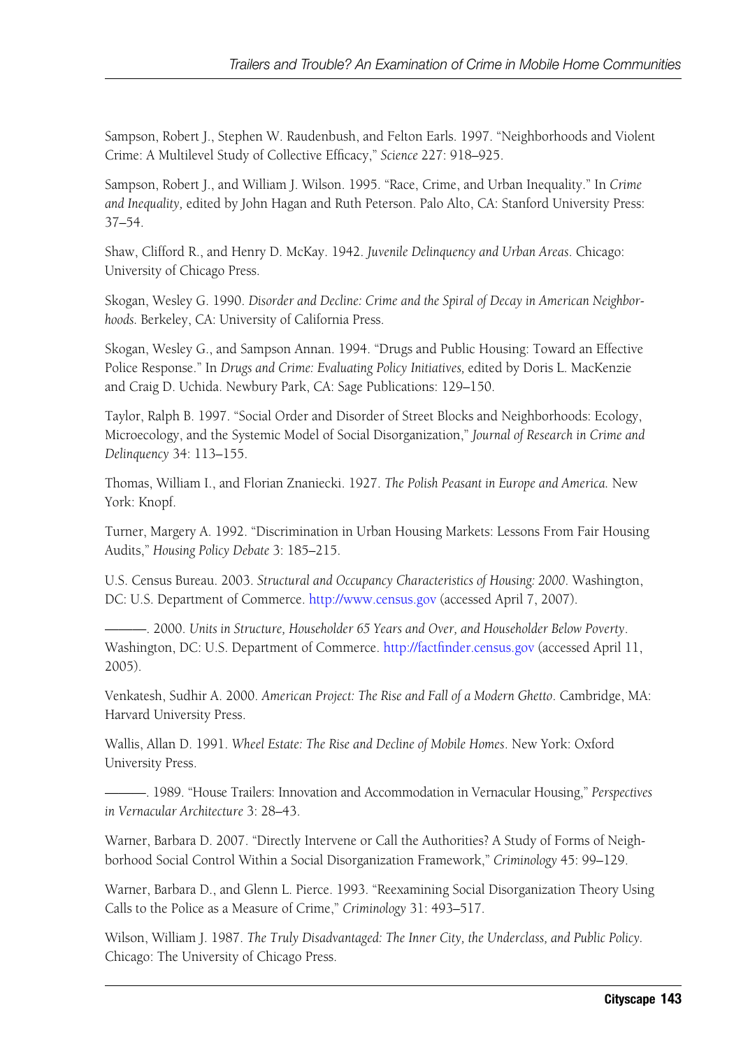Sampson, Robert J., Stephen W. Raudenbush, and Felton Earls. 1997. "Neighborhoods and Violent Crime: A Multilevel Study of Collective Efficacy," *Science* 227: 918–925.

Sampson, Robert J., and William J. Wilson. 1995. "Race, Crime, and Urban Inequality." In *Crime and Inequality,* edited by John Hagan and Ruth Peterson. Palo Alto, CA: Stanford University Press: 37–54.

Shaw, Clifford R., and Henry D. McKay. 1942. *Juvenile Delinquency and Urban Areas*. Chicago: University of Chicago Press.

Skogan, Wesley G. 1990. *Disorder and Decline: Crime and the Spiral of Decay in American Neighborhoods.* Berkeley, CA: University of California Press.

Skogan, Wesley G., and Sampson Annan. 1994. "Drugs and Public Housing: Toward an Effective Police Response." In *Drugs and Crime: Evaluating Policy Initiatives,* edited by Doris L. MacKenzie and Craig D. Uchida. Newbury Park, CA: Sage Publications: 129–150.

Taylor, Ralph B. 1997. "Social Order and Disorder of Street Blocks and Neighborhoods: Ecology, Microecology, and the Systemic Model of Social Disorganization," *Journal of Research in Crime and Delinquency* 34: 113–155.

Thomas, William I., and Florian Znaniecki. 1927. *The Polish Peasant in Europe and America.* New York: Knopf.

Turner, Margery A. 1992. "Discrimination in Urban Housing Markets: Lessons From Fair Housing Audits," *Housing Policy Debate* 3: 185–215.

U.S. Census Bureau. 2003. *Structural and Occupancy Characteristics of Housing: 2000*. Washington, DC: U.S. Department of Commerce. http://www.census.gov (accessed April 7, 2007).

———. 2000. *Units in Structure, Householder 65 Years and Over, and Householder Below Poverty*. Washington, DC: U.S. Department of Commerce. http://factfinder.census.gov (accessed April 11, 2005).

Venkatesh, Sudhir A. 2000. *American Project: The Rise and Fall of a Modern Ghetto*. Cambridge, MA: Harvard University Press.

Wallis, Allan D. 1991. *Wheel Estate: The Rise and Decline of Mobile Homes*. New York: Oxford University Press.

———. 1989. "House Trailers: Innovation and Accommodation in Vernacular Housing," *Perspectives in Vernacular Architecture* 3: 28–43.

Warner, Barbara D. 2007. "Directly Intervene or Call the Authorities? A Study of Forms of Neighborhood Social Control Within a Social Disorganization Framework," *Criminology* 45: 99–129.

Warner, Barbara D., and Glenn L. Pierce. 1993. "Reexamining Social Disorganization Theory Using Calls to the Police as a Measure of Crime," *Criminology* 31: 493–517.

Wilson, William J. 1987. *The Truly Disadvantaged: The Inner City, the Underclass, and Public Policy*. Chicago: The University of Chicago Press.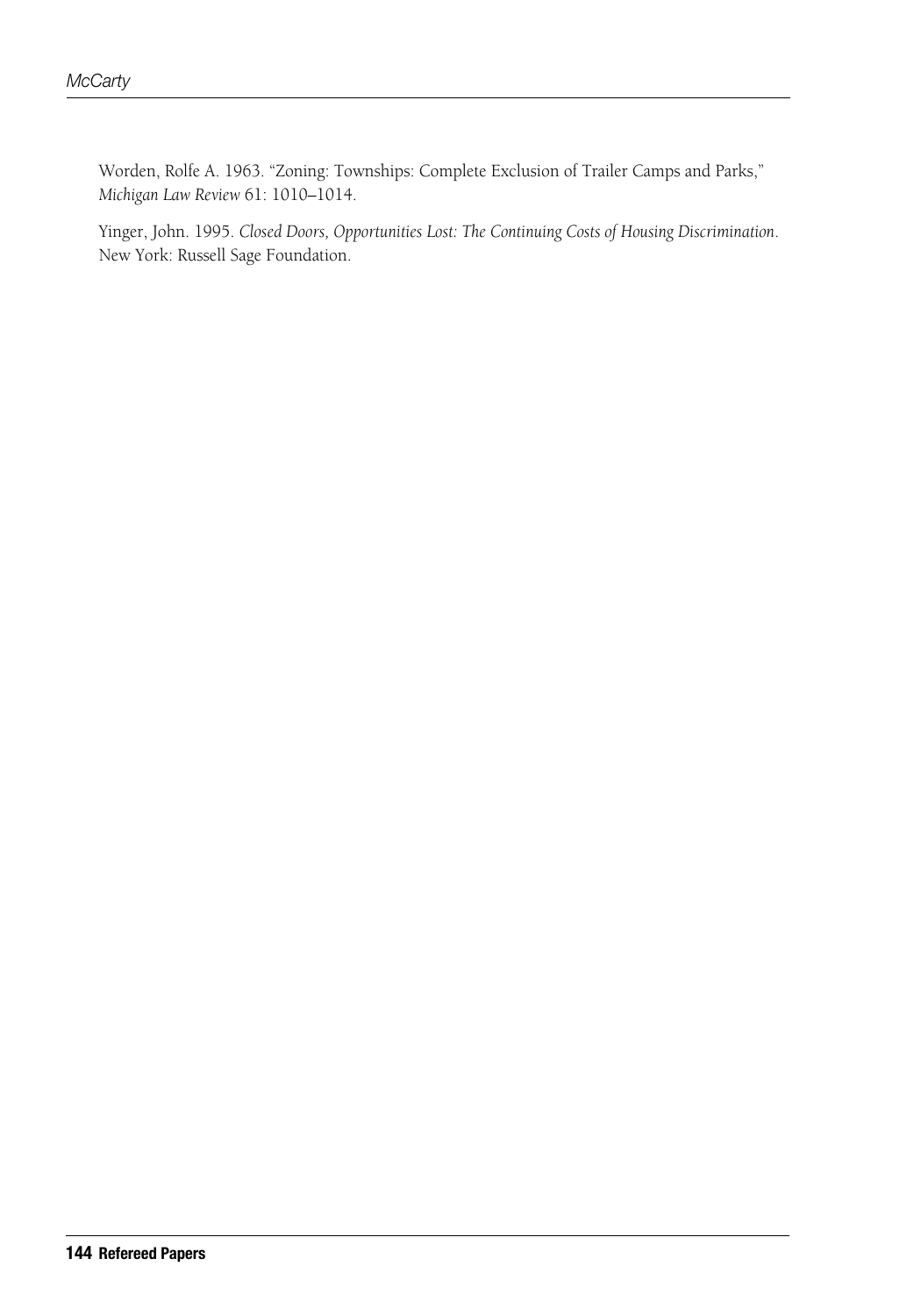Worden, Rolfe A. 1963. "Zoning: Townships: Complete Exclusion of Trailer Camps and Parks," *Michigan Law Review* 61: 1010–1014.

Yinger, John. 1995. *Closed Doors, Opportunities Lost: The Continuing Costs of Housing Discrimination*. New York: Russell Sage Foundation.